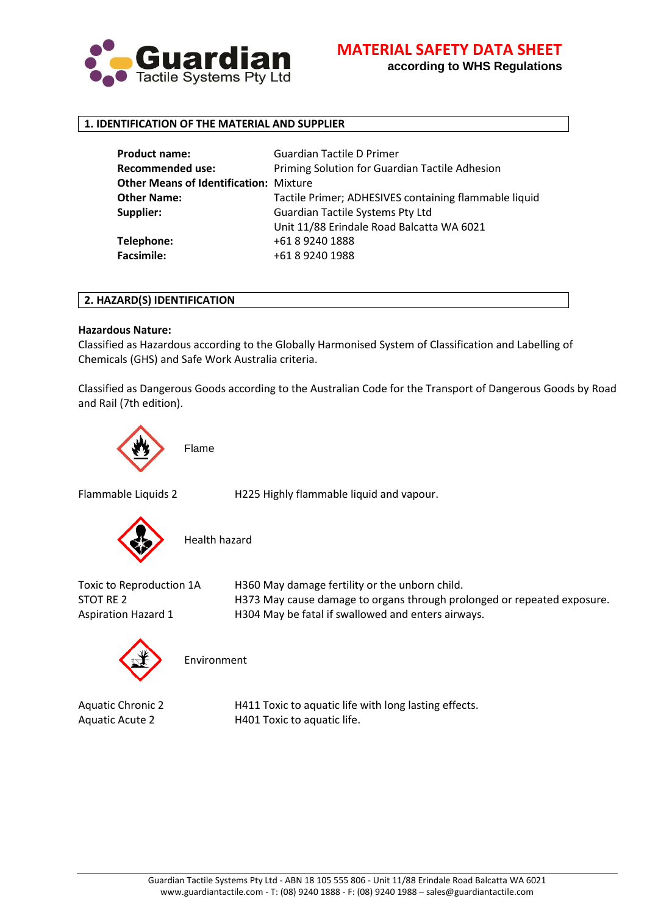# MATERIAL SAFETY DATA SHEET

**according to WHS Regulations**

## 1. IDENTIFICATION OF THE MATERIAL AND SUPPLIER

| | |
|---|---|
| **Product name:** | Guardian Tactile D Primer |
| **Recommended use:** | Priming Solution for Guardian Tactile Adhesion |
| **Other Means of Identification:** | Mixture |
| **Other Name:** | Tactile Primer; ADHESIVES containing flammable liquid |
| **Supplier:** | Guardian Tactile Systems Pty Ltd<br>Unit 11/88 Erindale Road Balcatta WA 6021 |
| **Telephone:** | +61 8 9240 1888 |
| **Facsimile:** | +61 8 9240 1988 |

## 2. HAZARD(S) IDENTIFICATION

**Hazardous Nature:**

Classified as Hazardous according to the Globally Harmonised System of Classification and Labelling of Chemicals (GHS) and Safe Work Australia criteria.

Classified as Dangerous Goods according to the Australian Code for the Transport of Dangerous Goods by Road and Rail (7th edition).

Flame

| | |
|---|---|
| Flammable Liquids 2 | H225 Highly flammable liquid and vapour. |

Health hazard

| | |
|---|---|
| Toxic to Reproduction 1A | H360 May damage fertility or the unborn child. |
| STOT RE 2 | H373 May cause damage to organs through prolonged or repeated exposure. |
| Aspiration Hazard 1 | H304 May be fatal if swallowed and enters airways. |

Environment

| | |
|---|---|
| Aquatic Chronic 2 | H411 Toxic to aquatic life with long lasting effects. |
| Aquatic Acute 2 | H401 Toxic to aquatic life. |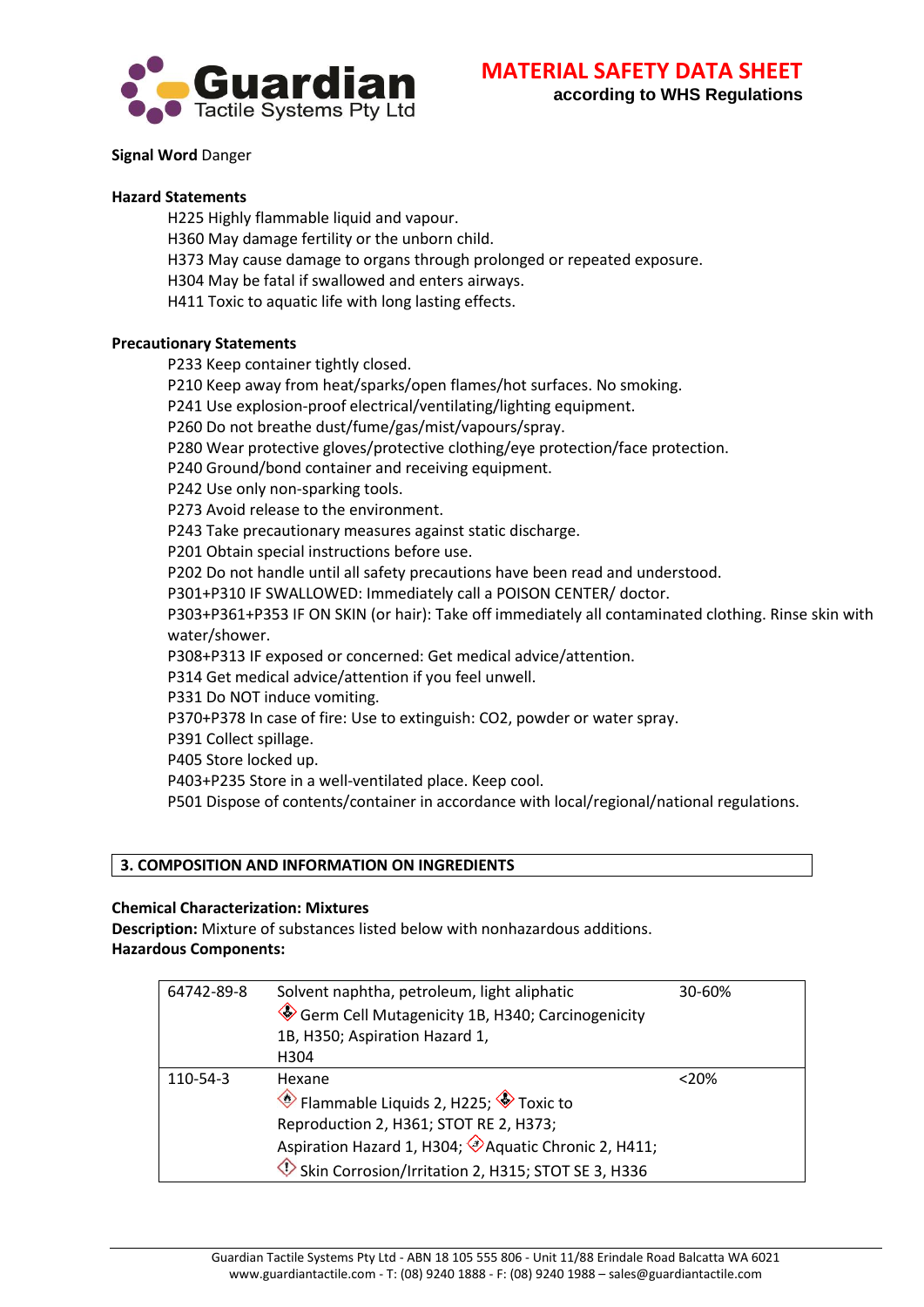**Signal Word** Danger

**Hazard Statements**

H225 Highly flammable liquid and vapour.
H360 May damage fertility or the unborn child.
H373 May cause damage to organs through prolonged or repeated exposure.
H304 May be fatal if swallowed and enters airways.
H411 Toxic to aquatic life with long lasting effects.

**Precautionary Statements**

P233 Keep container tightly closed.
P210 Keep away from heat/sparks/open flames/hot surfaces. No smoking.
P241 Use explosion-proof electrical/ventilating/lighting equipment.
P260 Do not breathe dust/fume/gas/mist/vapours/spray.
P280 Wear protective gloves/protective clothing/eye protection/face protection.
P240 Ground/bond container and receiving equipment.
P242 Use only non-sparking tools.
P273 Avoid release to the environment.
P243 Take precautionary measures against static discharge.
P201 Obtain special instructions before use.
P202 Do not handle until all safety precautions have been read and understood.
P301+P310 IF SWALLOWED: Immediately call a POISON CENTER/ doctor.
P303+P361+P353 IF ON SKIN (or hair): Take off immediately all contaminated clothing. Rinse skin with water/shower.
P308+P313 IF exposed or concerned: Get medical advice/attention.
P314 Get medical advice/attention if you feel unwell.
P331 Do NOT induce vomiting.
P370+P378 In case of fire: Use to extinguish: CO2, powder or water spray.
P391 Collect spillage.
P405 Store locked up.
P403+P235 Store in a well-ventilated place. Keep cool.
P501 Dispose of contents/container in accordance with local/regional/national regulations.

## 3. COMPOSITION AND INFORMATION ON INGREDIENTS

**Chemical Characterization: Mixtures**
**Description:** Mixture of substances listed below with nonhazardous additions.
**Hazardous Components:**

| | | |
|---|---|---|
| 64742-89-8 | Solvent naphtha, petroleum, light aliphatic<br>Germ Cell Mutagenicity 1B, H340; Carcinogenicity 1B, H350; Aspiration Hazard 1, H304 | 30-60% |
| 110-54-3 | Hexane<br>Flammable Liquids 2, H225; Toxic to Reproduction 2, H361; STOT RE 2, H373; Aspiration Hazard 1, H304; Aquatic Chronic 2, H411; Skin Corrosion/Irritation 2, H315; STOT SE 3, H336 | <20% |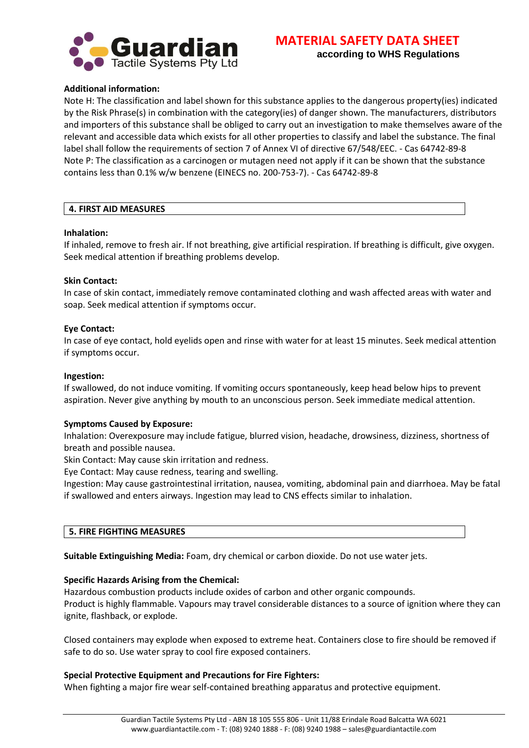**Additional information:**

Note H: The classification and label shown for this substance applies to the dangerous property(ies) indicated by the Risk Phrase(s) in combination with the category(ies) of danger shown. The manufacturers, distributors and importers of this substance shall be obliged to carry out an investigation to make themselves aware of the relevant and accessible data which exists for all other properties to classify and label the substance. The final label shall follow the requirements of section 7 of Annex VI of directive 67/548/EEC. - Cas 64742-89-8
Note P: The classification as a carcinogen or mutagen need not apply if it can be shown that the substance contains less than 0.1% w/w benzene (EINECS no. 200-753-7). - Cas 64742-89-8

## 4. FIRST AID MEASURES

**Inhalation:**

If inhaled, remove to fresh air. If not breathing, give artificial respiration. If breathing is difficult, give oxygen. Seek medical attention if breathing problems develop.

**Skin Contact:**

In case of skin contact, immediately remove contaminated clothing and wash affected areas with water and soap. Seek medical attention if symptoms occur.

**Eye Contact:**

In case of eye contact, hold eyelids open and rinse with water for at least 15 minutes. Seek medical attention if symptoms occur.

**Ingestion:**

If swallowed, do not induce vomiting. If vomiting occurs spontaneously, keep head below hips to prevent aspiration. Never give anything by mouth to an unconscious person. Seek immediate medical attention.

**Symptoms Caused by Exposure:**

Inhalation: Overexposure may include fatigue, blurred vision, headache, drowsiness, dizziness, shortness of breath and possible nausea.
Skin Contact: May cause skin irritation and redness.
Eye Contact: May cause redness, tearing and swelling.
Ingestion: May cause gastrointestinal irritation, nausea, vomiting, abdominal pain and diarrhoea. May be fatal if swallowed and enters airways. Ingestion may lead to CNS effects similar to inhalation.

## 5. FIRE FIGHTING MEASURES

**Suitable Extinguishing Media:** Foam, dry chemical or carbon dioxide. Do not use water jets.

**Specific Hazards Arising from the Chemical:**

Hazardous combustion products include oxides of carbon and other organic compounds.
Product is highly flammable. Vapours may travel considerable distances to a source of ignition where they can ignite, flashback, or explode.

Closed containers may explode when exposed to extreme heat. Containers close to fire should be removed if safe to do so. Use water spray to cool fire exposed containers.

**Special Protective Equipment and Precautions for Fire Fighters:**

When fighting a major fire wear self-contained breathing apparatus and protective equipment.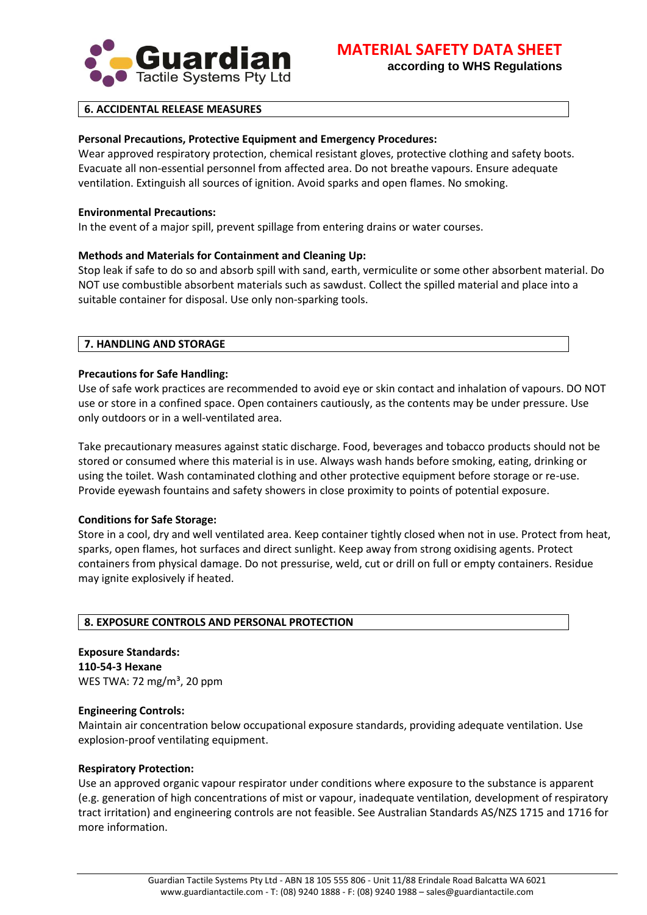## 6. ACCIDENTAL RELEASE MEASURES

**Personal Precautions, Protective Equipment and Emergency Procedures:**
Wear approved respiratory protection, chemical resistant gloves, protective clothing and safety boots. Evacuate all non-essential personnel from affected area. Do not breathe vapours. Ensure adequate ventilation. Extinguish all sources of ignition. Avoid sparks and open flames. No smoking.

**Environmental Precautions:**
In the event of a major spill, prevent spillage from entering drains or water courses.

**Methods and Materials for Containment and Cleaning Up:**
Stop leak if safe to do so and absorb spill with sand, earth, vermiculite or some other absorbent material. Do NOT use combustible absorbent materials such as sawdust. Collect the spilled material and place into a suitable container for disposal. Use only non-sparking tools.

## 7. HANDLING AND STORAGE

**Precautions for Safe Handling:**
Use of safe work practices are recommended to avoid eye or skin contact and inhalation of vapours. DO NOT use or store in a confined space. Open containers cautiously, as the contents may be under pressure. Use only outdoors or in a well-ventilated area.

Take precautionary measures against static discharge. Food, beverages and tobacco products should not be stored or consumed where this material is in use. Always wash hands before smoking, eating, drinking or using the toilet. Wash contaminated clothing and other protective equipment before storage or re-use. Provide eyewash fountains and safety showers in close proximity to points of potential exposure.

**Conditions for Safe Storage:**
Store in a cool, dry and well ventilated area. Keep container tightly closed when not in use. Protect from heat, sparks, open flames, hot surfaces and direct sunlight. Keep away from strong oxidising agents. Protect containers from physical damage. Do not pressurise, weld, cut or drill on full or empty containers. Residue may ignite explosively if heated.

## 8. EXPOSURE CONTROLS AND PERSONAL PROTECTION

**Exposure Standards:**
**110-54-3 Hexane**
WES TWA: 72 mg/m$^3$, 20 ppm

**Engineering Controls:**
Maintain air concentration below occupational exposure standards, providing adequate ventilation. Use explosion-proof ventilating equipment.

**Respiratory Protection:**
Use an approved organic vapour respirator under conditions where exposure to the substance is apparent (e.g. generation of high concentrations of mist or vapour, inadequate ventilation, development of respiratory tract irritation) and engineering controls are not feasible. See Australian Standards AS/NZS 1715 and 1716 for more information.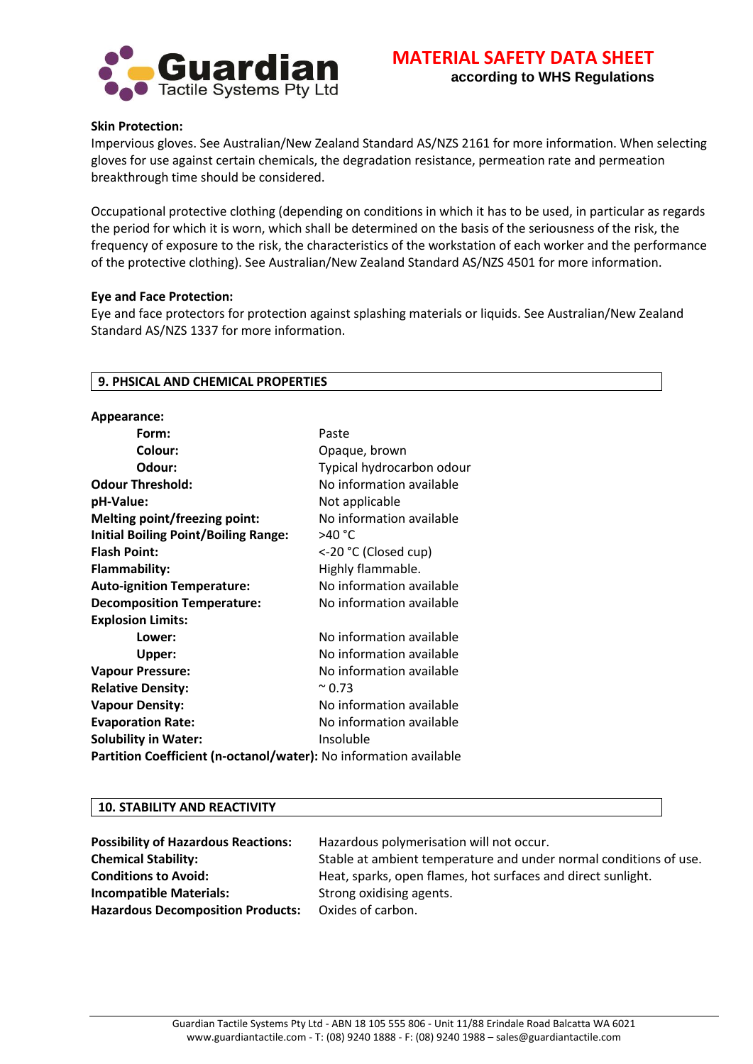**Skin Protection:**

Impervious gloves. See Australian/New Zealand Standard AS/NZS 2161 for more information. When selecting gloves for use against certain chemicals, the degradation resistance, permeation rate and permeation breakthrough time should be considered.

Occupational protective clothing (depending on conditions in which it has to be used, in particular as regards the period for which it is worn, which shall be determined on the basis of the seriousness of the risk, the frequency of exposure to the risk, the characteristics of the workstation of each worker and the performance of the protective clothing). See Australian/New Zealand Standard AS/NZS 4501 for more information.

**Eye and Face Protection:**

Eye and face protectors for protection against splashing materials or liquids. See Australian/New Zealand Standard AS/NZS 1337 for more information.

## 9. PHSICAL AND CHEMICAL PROPERTIES

**Appearance:**

| | |
|---|---|
| **Form:** | Paste |
| **Colour:** | Opaque, brown |
| **Odour:** | Typical hydrocarbon odour |
| **Odour Threshold:** | No information available |
| **pH-Value:** | Not applicable |
| **Melting point/freezing point:** | No information available |
| **Initial Boiling Point/Boiling Range:** | >40 °C |
| **Flash Point:** | <-20 °C (Closed cup) |
| **Flammability:** | Highly flammable. |
| **Auto-ignition Temperature:** | No information available |
| **Decomposition Temperature:** | No information available |
| **Explosion Limits:** | |
| **Lower:** | No information available |
| **Upper:** | No information available |
| **Vapour Pressure:** | No information available |
| **Relative Density:** | ~ 0.73 |
| **Vapour Density:** | No information available |
| **Evaporation Rate:** | No information available |
| **Solubility in Water:** | Insoluble |
| **Partition Coefficient (n-octanol/water):** | No information available |

## 10. STABILITY AND REACTIVITY

| | |
|---|---|
| **Possibility of Hazardous Reactions:** | Hazardous polymerisation will not occur. |
| **Chemical Stability:** | Stable at ambient temperature and under normal conditions of use. |
| **Conditions to Avoid:** | Heat, sparks, open flames, hot surfaces and direct sunlight. |
| **Incompatible Materials:** | Strong oxidising agents. |
| **Hazardous Decomposition Products:** | Oxides of carbon. |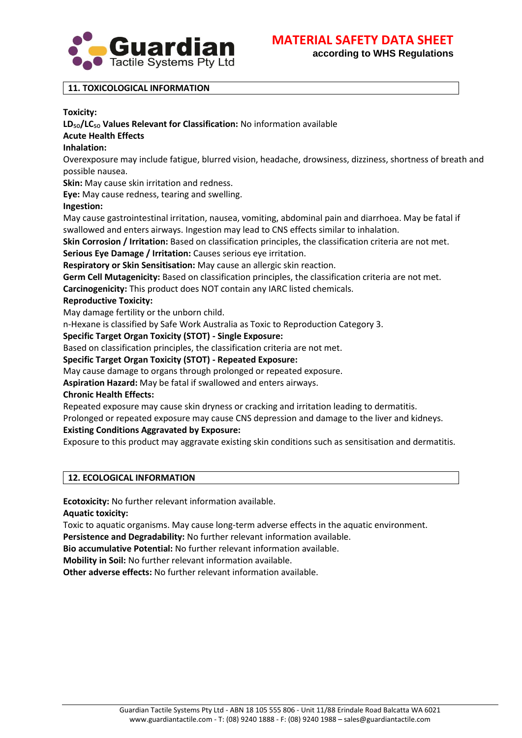## 11. TOXICOLOGICAL INFORMATION

**Toxicity:**

**$LD_{50}$/$LC_{50}$ Values Relevant for Classification:** No information available

**Acute Health Effects**

**Inhalation:**

Overexposure may include fatigue, blurred vision, headache, drowsiness, dizziness, shortness of breath and possible nausea.

**Skin:** May cause skin irritation and redness.

**Eye:** May cause redness, tearing and swelling.

**Ingestion:**

May cause gastrointestinal irritation, nausea, vomiting, abdominal pain and diarrhoea. May be fatal if swallowed and enters airways. Ingestion may lead to CNS effects similar to inhalation.

**Skin Corrosion / Irritation:** Based on classification principles, the classification criteria are not met.

**Serious Eye Damage / Irritation:** Causes serious eye irritation.

**Respiratory or Skin Sensitisation:** May cause an allergic skin reaction.

**Germ Cell Mutagenicity:** Based on classification principles, the classification criteria are not met.

**Carcinogenicity:** This product does NOT contain any IARC listed chemicals.

**Reproductive Toxicity:**

May damage fertility or the unborn child.

n-Hexane is classified by Safe Work Australia as Toxic to Reproduction Category 3.

**Specific Target Organ Toxicity (STOT) - Single Exposure:**

Based on classification principles, the classification criteria are not met.

**Specific Target Organ Toxicity (STOT) - Repeated Exposure:**

May cause damage to organs through prolonged or repeated exposure.

**Aspiration Hazard:** May be fatal if swallowed and enters airways.

**Chronic Health Effects:**

Repeated exposure may cause skin dryness or cracking and irritation leading to dermatitis.

Prolonged or repeated exposure may cause CNS depression and damage to the liver and kidneys.

**Existing Conditions Aggravated by Exposure:**

Exposure to this product may aggravate existing skin conditions such as sensitisation and dermatitis.

## 12. ECOLOGICAL INFORMATION

**Ecotoxicity:** No further relevant information available.

**Aquatic toxicity:**

Toxic to aquatic organisms. May cause long-term adverse effects in the aquatic environment.

**Persistence and Degradability:** No further relevant information available.

**Bio accumulative Potential:** No further relevant information available.

**Mobility in Soil:** No further relevant information available.

**Other adverse effects:** No further relevant information available.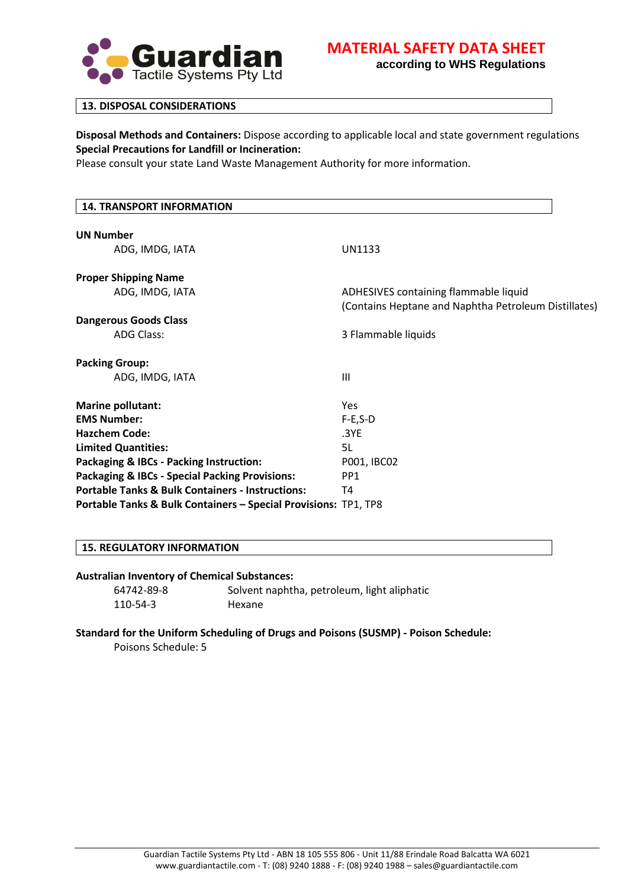## 13. DISPOSAL CONSIDERATIONS

**Disposal Methods and Containers:** Dispose according to applicable local and state government regulations
**Special Precautions for Landfill or Incineration:**
Please consult your state Land Waste Management Authority for more information.

## 14. TRANSPORT INFORMATION

**UN Number**

| | |
|---|---|
| ADG, IMDG, IATA | UN1133 |

**Proper Shipping Name**

| | |
|---|---|
| ADG, IMDG, IATA | ADHESIVES containing flammable liquid (Contains Heptane and Naphtha Petroleum Distillates) |

**Dangerous Goods Class**

| | |
|---|---|
| ADG Class: | 3 Flammable liquids |

**Packing Group:**

| | |
|---|---|
| ADG, IMDG, IATA | III |

| | |
|---|---|
| **Marine pollutant:** | Yes |
| **EMS Number:** | F-E,S-D |
| **Hazchem Code:** | .3YE |
| **Limited Quantities:** | 5L |
| **Packaging & IBCs - Packing Instruction:** | P001, IBC02 |
| **Packaging & IBCs - Special Packing Provisions:** | PP1 |
| **Portable Tanks & Bulk Containers - Instructions:** | T4 |
| **Portable Tanks & Bulk Containers – Special Provisions:** | TP1, TP8 |

## 15. REGULATORY INFORMATION

**Australian Inventory of Chemical Substances:**

| | |
|---|---|
| 64742-89-8 | Solvent naphtha, petroleum, light aliphatic |
| 110-54-3 | Hexane |

**Standard for the Uniform Scheduling of Drugs and Poisons (SUSMP) - Poison Schedule:**
Poisons Schedule: 5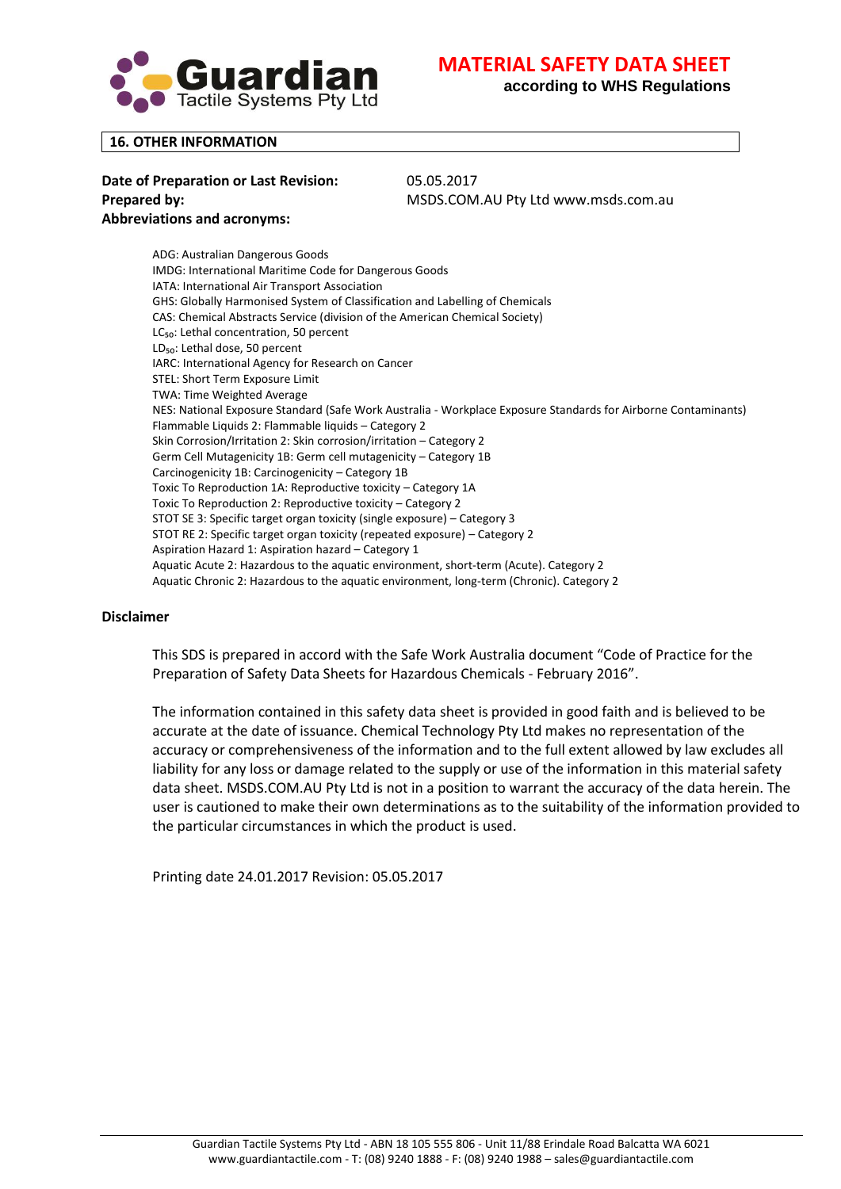## 16. OTHER INFORMATION

**Date of Preparation or Last Revision:** 05.05.2017

**Prepared by:** MSDS.COM.AU Pty Ltd www.msds.com.au

**Abbreviations and acronyms:**

ADG: Australian Dangerous Goods
IMDG: International Maritime Code for Dangerous Goods
IATA: International Air Transport Association
GHS: Globally Harmonised System of Classification and Labelling of Chemicals
CAS: Chemical Abstracts Service (division of the American Chemical Society)
$LC_{50}$: Lethal concentration, 50 percent
$LD_{50}$: Lethal dose, 50 percent
IARC: International Agency for Research on Cancer
STEL: Short Term Exposure Limit
TWA: Time Weighted Average
NES: National Exposure Standard (Safe Work Australia - Workplace Exposure Standards for Airborne Contaminants)
Flammable Liquids 2: Flammable liquids – Category 2
Skin Corrosion/Irritation 2: Skin corrosion/irritation – Category 2
Germ Cell Mutagenicity 1B: Germ cell mutagenicity – Category 1B
Carcinogenicity 1B: Carcinogenicity – Category 1B
Toxic To Reproduction 1A: Reproductive toxicity – Category 1A
Toxic To Reproduction 2: Reproductive toxicity – Category 2
STOT SE 3: Specific target organ toxicity (single exposure) – Category 3
STOT RE 2: Specific target organ toxicity (repeated exposure) – Category 2
Aspiration Hazard 1: Aspiration hazard – Category 1
Aquatic Acute 2: Hazardous to the aquatic environment, short-term (Acute). Category 2
Aquatic Chronic 2: Hazardous to the aquatic environment, long-term (Chronic). Category 2

**Disclaimer**

This SDS is prepared in accord with the Safe Work Australia document "Code of Practice for the Preparation of Safety Data Sheets for Hazardous Chemicals - February 2016".

The information contained in this safety data sheet is provided in good faith and is believed to be accurate at the date of issuance. Chemical Technology Pty Ltd makes no representation of the accuracy or comprehensiveness of the information and to the full extent allowed by law excludes all liability for any loss or damage related to the supply or use of the information in this material safety data sheet. MSDS.COM.AU Pty Ltd is not in a position to warrant the accuracy of the data herein. The user is cautioned to make their own determinations as to the suitability of the information provided to the particular circumstances in which the product is used.

Printing date 24.01.2017 Revision: 05.05.2017